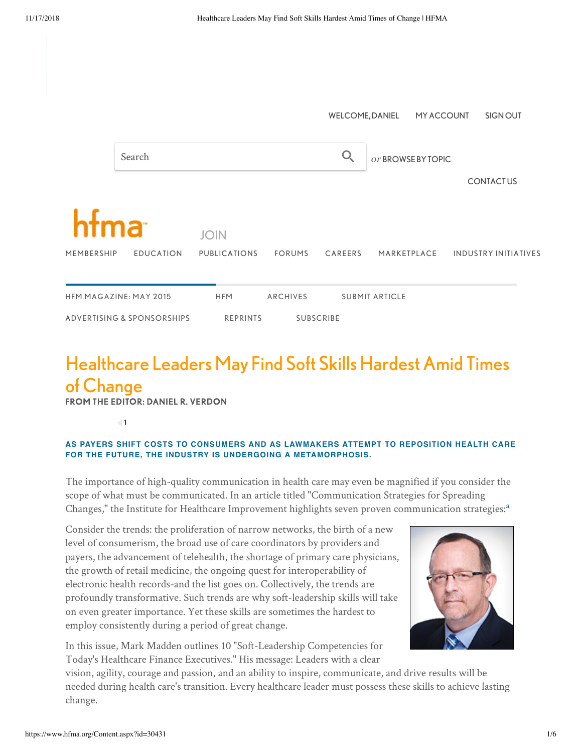# Healthcare Leaders May Find Soft Skills Hardest Amid Times of Change

**FROM THE EDITOR: DANIEL R. VERDON**

**AS PAYERS SHIFT COSTS TO CONSUMERS AND AS LAWMAKERS ATTEMPT TO REPOSITION HEALTH CARE FOR THE FUTURE, THE INDUSTRY IS UNDERGOING A METAMORPHOSIS.**

The importance of high-quality communication in health care may even be magnified if you consider the scope of what must be communicated. In an article titled "Communication Strategies for Spreading Changes," the Institute for Healthcare Improvement highlights seven proven communication strategies:[a]

Consider the trends: the proliferation of narrow networks, the birth of a new level of consumerism, the broad use of care coordinators by providers and payers, the advancement of telehealth, the shortage of primary care physicians, the growth of retail medicine, the ongoing quest for interoperability of electronic health records-and the list goes on. Collectively, the trends are profoundly transformative. Such trends are why soft-leadership skills will take on even greater importance. Yet these skills are sometimes the hardest to employ consistently during a period of great change.

In this issue, Mark Madden outlines 10 "Soft-Leadership Competencies for Today's Healthcare Finance Executives." His message: Leaders with a clear vision, agility, courage and passion, and an ability to inspire, communicate, and drive results will be needed during health care's transition. Every healthcare leader must possess these skills to achieve lasting change.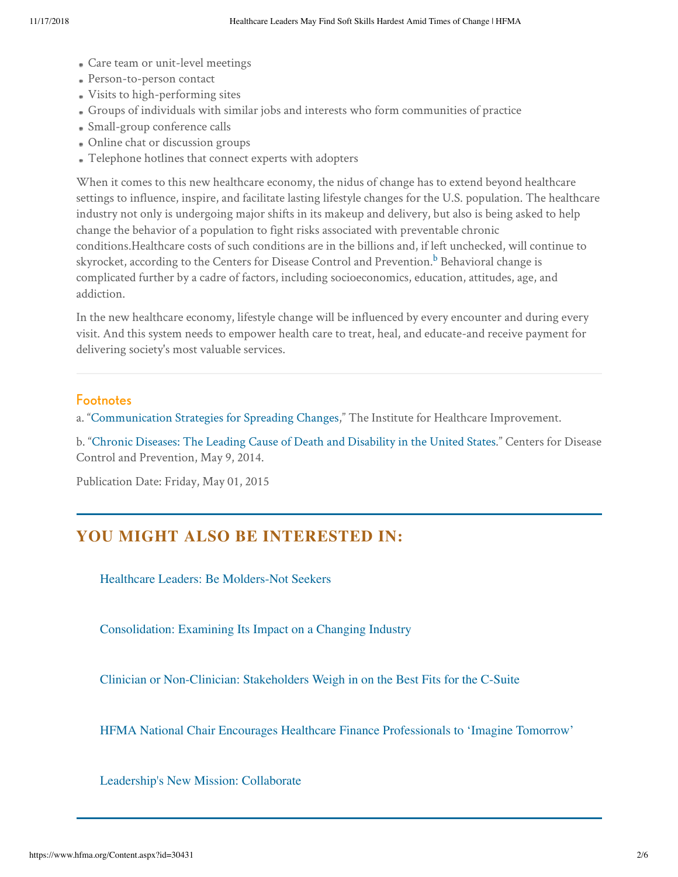- Care team or unit-level meetings
- Person-to-person contact
- Visits to high-performing sites
- Groups of individuals with similar jobs and interests who form communities of practice
- Small-group conference calls
- Online chat or discussion groups
- Telephone hotlines that connect experts with adopters

When it comes to this new healthcare economy, the nidus of change has to extend beyond healthcare settings to influence, inspire, and facilitate lasting lifestyle changes for the U.S. population. The healthcare industry not only is undergoing major shifts in its makeup and delivery, but also is being asked to help change the behavior of a population to fight risks associated with preventable chronic conditions.Healthcare costs of such conditions are in the billions and, if left unchecked, will continue to skyrocket, according to the Centers for Disease Control and Prevention.[b] Behavioral change is complicated further by a cadre of factors, including socioeconomics, education, attitudes, age, and addiction.

In the new healthcare economy, lifestyle change will be influenced by every encounter and during every visit. And this system needs to empower health care to treat, heal, and educate-and receive payment for delivering society's most valuable services.

## Footnotes

a. "Communication Strategies for Spreading Changes," The Institute for Healthcare Improvement.

b. "Chronic Diseases: The Leading Cause of Death and Disability in the United States." Centers for Disease Control and Prevention, May 9, 2014.

Publication Date: Friday, May 01, 2015

## YOU MIGHT ALSO BE INTERESTED IN:

Healthcare Leaders: Be Molders-Not Seekers

Consolidation: Examining Its Impact on a Changing Industry

Clinician or Non-Clinician: Stakeholders Weigh in on the Best Fits for the C-Suite

HFMA National Chair Encourages Healthcare Finance Professionals to 'Imagine Tomorrow'

Leadership's New Mission: Collaborate